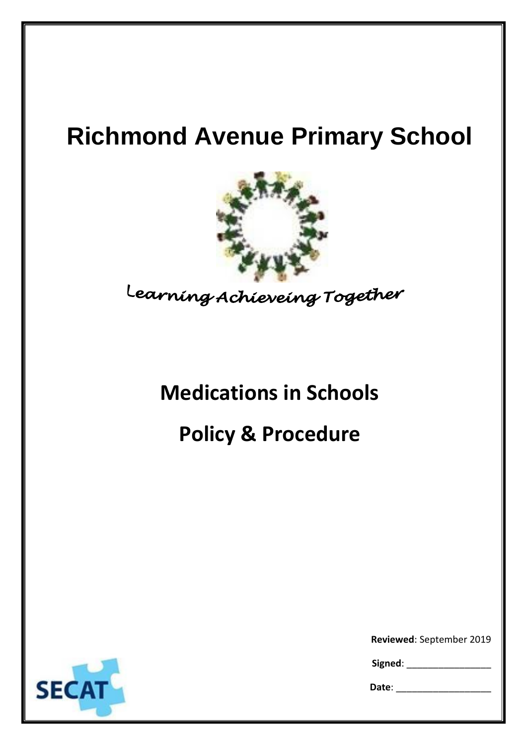# Richmond Avenue Primary School

*Learning Achieveing Together*

## Medications in Schools

## Policy & Procedure

**Reviewed**: September 2019

**Signed**: ________________

**Date**: __________________

SECAT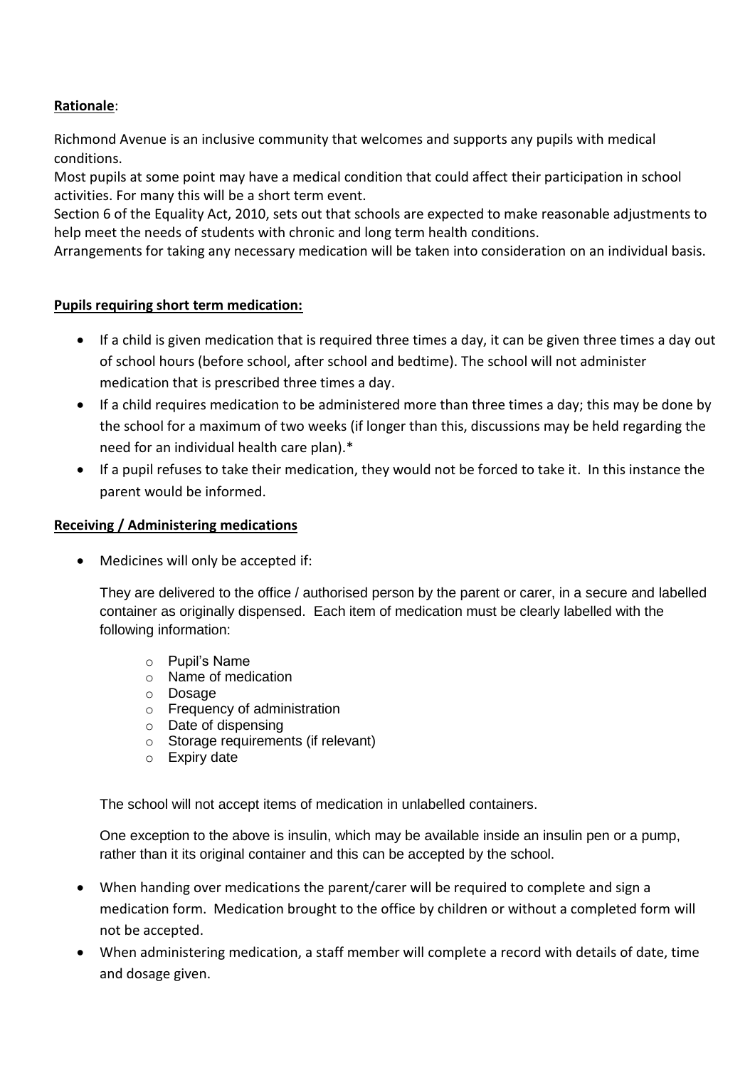**Rationale**:

Richmond Avenue is an inclusive community that welcomes and supports any pupils with medical conditions.

Most pupils at some point may have a medical condition that could affect their participation in school activities. For many this will be a short term event.

Section 6 of the Equality Act, 2010, sets out that schools are expected to make reasonable adjustments to help meet the needs of students with chronic and long term health conditions.

Arrangements for taking any necessary medication will be taken into consideration on an individual basis.

**Pupils requiring short term medication:**

- If a child is given medication that is required three times a day, it can be given three times a day out of school hours (before school, after school and bedtime). The school will not administer medication that is prescribed three times a day.
- If a child requires medication to be administered more than three times a day; this may be done by the school for a maximum of two weeks (if longer than this, discussions may be held regarding the need for an individual health care plan).*
- If a pupil refuses to take their medication, they would not be forced to take it. In this instance the parent would be informed.

**Receiving / Administering medications**

- Medicines will only be accepted if:

  They are delivered to the office / authorised person by the parent or carer, in a secure and labelled container as originally dispensed. Each item of medication must be clearly labelled with the following information:

  - Pupil's Name
  - Name of medication
  - Dosage
  - Frequency of administration
  - Date of dispensing
  - Storage requirements (if relevant)
  - Expiry date

  The school will not accept items of medication in unlabelled containers.

  One exception to the above is insulin, which may be available inside an insulin pen or a pump, rather than it its original container and this can be accepted by the school.

- When handing over medications the parent/carer will be required to complete and sign a medication form. Medication brought to the office by children or without a completed form will not be accepted.
- When administering medication, a staff member will complete a record with details of date, time and dosage given.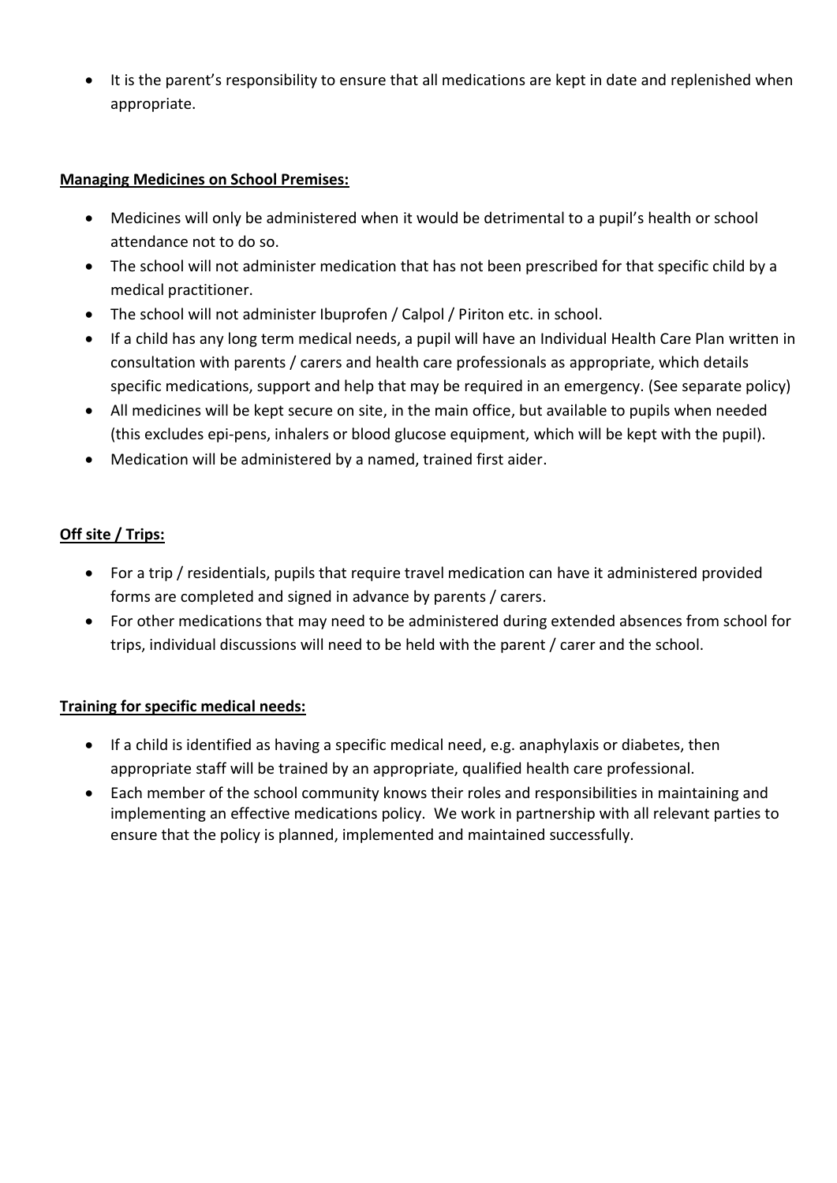- It is the parent's responsibility to ensure that all medications are kept in date and replenished when appropriate.

**Managing Medicines on School Premises:**

- Medicines will only be administered when it would be detrimental to a pupil's health or school attendance not to do so.
- The school will not administer medication that has not been prescribed for that specific child by a medical practitioner.
- The school will not administer Ibuprofen / Calpol / Piriton etc. in school.
- If a child has any long term medical needs, a pupil will have an Individual Health Care Plan written in consultation with parents / carers and health care professionals as appropriate, which details specific medications, support and help that may be required in an emergency. (See separate policy)
- All medicines will be kept secure on site, in the main office, but available to pupils when needed (this excludes epi-pens, inhalers or blood glucose equipment, which will be kept with the pupil).
- Medication will be administered by a named, trained first aider.

**Off site / Trips:**

- For a trip / residentials, pupils that require travel medication can have it administered provided forms are completed and signed in advance by parents / carers.
- For other medications that may need to be administered during extended absences from school for trips, individual discussions will need to be held with the parent / carer and the school.

**Training for specific medical needs:**

- If a child is identified as having a specific medical need, e.g. anaphylaxis or diabetes, then appropriate staff will be trained by an appropriate, qualified health care professional.
- Each member of the school community knows their roles and responsibilities in maintaining and implementing an effective medications policy. We work in partnership with all relevant parties to ensure that the policy is planned, implemented and maintained successfully.